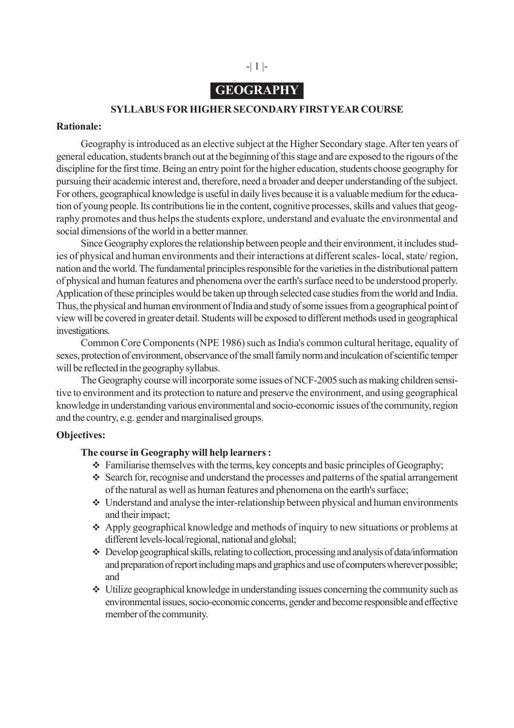# GEOGRAPHY

## SYLLABUS FOR HIGHER SECONDARY FIRST YEAR COURSE

### Rationale:

Geography is introduced as an elective subject at the Higher Secondary stage. After ten years of general education, students branch out at the beginning of this stage and are exposed to the rigours of the discipline for the first time. Being an entry point for the higher education, students choose geography for pursuing their academic interest and, therefore, need a broader and deeper understanding of the subject. For others, geographical knowledge is useful in daily lives because it is a valuable medium for the education of young people. Its contributions lie in the content, cognitive processes, skills and values that geography promotes and thus helps the students explore, understand and evaluate the environmental and social dimensions of the world in a better manner.

Since Geography explores the relationship between people and their environment, it includes studies of physical and human environments and their interactions at different scales- local, state/ region, nation and the world. The fundamental principles responsible for the varieties in the distributional pattern of physical and human features and phenomena over the earth's surface need to be understood properly. Application of these principles would be taken up through selected case studies from the world and India. Thus, the physical and human environment of India and study of some issues from a geographical point of view will be covered in greater detail. Students will be exposed to different methods used in geographical investigations.

Common Core Components (NPE 1986) such as India's common cultural heritage, equality of sexes, protection of environment, observance of the small family norm and inculcation of scientific temper will be reflected in the geography syllabus.

The Geography course will incorporate some issues of NCF-2005 such as making children sensitive to environment and its protection to nature and preserve the environment, and using geographical knowledge in understanding various environmental and socio-economic issues of the community, region and the country, e.g. gender and marginalised groups.

### Objectives:

**The course in Geography will help learners :**

- Familiarise themselves with the terms, key concepts and basic principles of Geography;
- Search for, recognise and understand the processes and patterns of the spatial arrangement of the natural as well as human features and phenomena on the earth's surface;
- Understand and analyse the inter-relationship between physical and human environments and their impact;
- Apply geographical knowledge and methods of inquiry to new situations or problems at different levels-local/regional, national and global;
- Develop geographical skills, relating to collection, processing and analysis of data/information and preparation of report including maps and graphics and use of computers wherever possible; and
- Utilize geographical knowledge in understanding issues concerning the community such as environmental issues, socio-economic concerns, gender and become responsible and effective member of the community.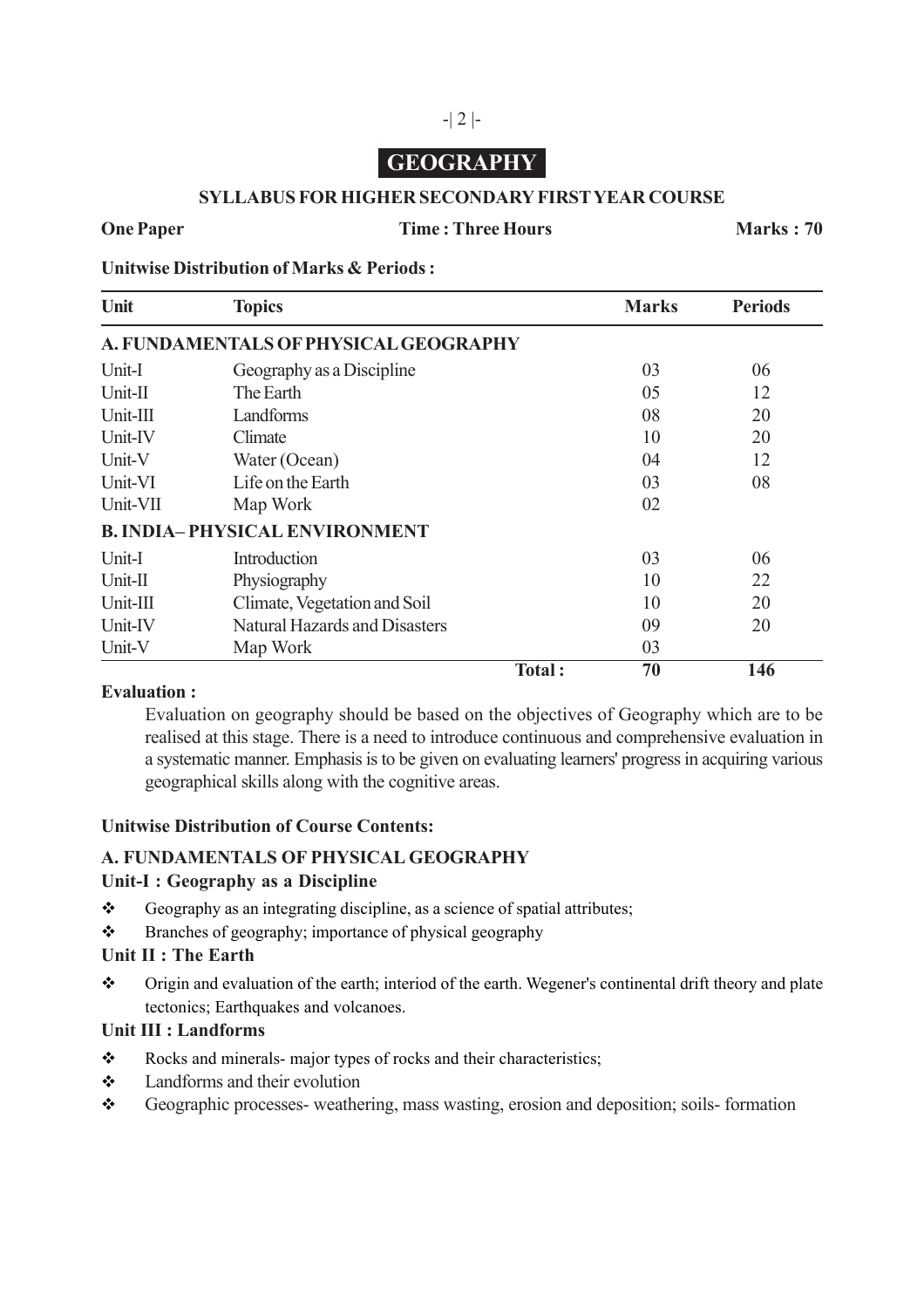# GEOGRAPHY

## SYLLABUS FOR HIGHER SECONDARY FIRST YEAR COURSE

**One Paper** **Time : Three Hours** **Marks : 70**

**Unitwise Distribution of Marks & Periods :**

| Unit | Topics | Marks | Periods |
|---|---|---|---|
| **A. FUNDAMENTALS OF PHYSICAL GEOGRAPHY** | | | |
| Unit-I | Geography as a Discipline | 03 | 06 |
| Unit-II | The Earth | 05 | 12 |
| Unit-III | Landforms | 08 | 20 |
| Unit-IV | Climate | 10 | 20 |
| Unit-V | Water (Ocean) | 04 | 12 |
| Unit-VI | Life on the Earth | 03 | 08 |
| Unit-VII | Map Work | 02 | |
| **B. INDIA– PHYSICAL ENVIRONMENT** | | | |
| Unit-I | Introduction | 03 | 06 |
| Unit-II | Physiography | 10 | 22 |
| Unit-III | Climate, Vegetation and Soil | 10 | 20 |
| Unit-IV | Natural Hazards and Disasters | 09 | 20 |
| Unit-V | Map Work | 03 | |
| | **Total :** | **70** | **146** |

**Evaluation :**

Evaluation on geography should be based on the objectives of Geography which are to be realised at this stage. There is a need to introduce continuous and comprehensive evaluation in a systematic manner. Emphasis is to be given on evaluating learners' progress in acquiring various geographical skills along with the cognitive areas.

**Unitwise Distribution of Course Contents:**

### A. FUNDAMENTALS OF PHYSICAL GEOGRAPHY

#### Unit-I : Geography as a Discipline

- Geography as an integrating discipline, as a science of spatial attributes;
- Branches of geography; importance of physical geography

#### Unit II : The Earth

- Origin and evaluation of the earth; interiod of the earth. Wegener's continental drift theory and plate tectonics; Earthquakes and volcanoes.

#### Unit III : Landforms

- Rocks and minerals- major types of rocks and their characteristics;
- Landforms and their evolution
- Geographic processes- weathering, mass wasting, erosion and deposition; soils- formation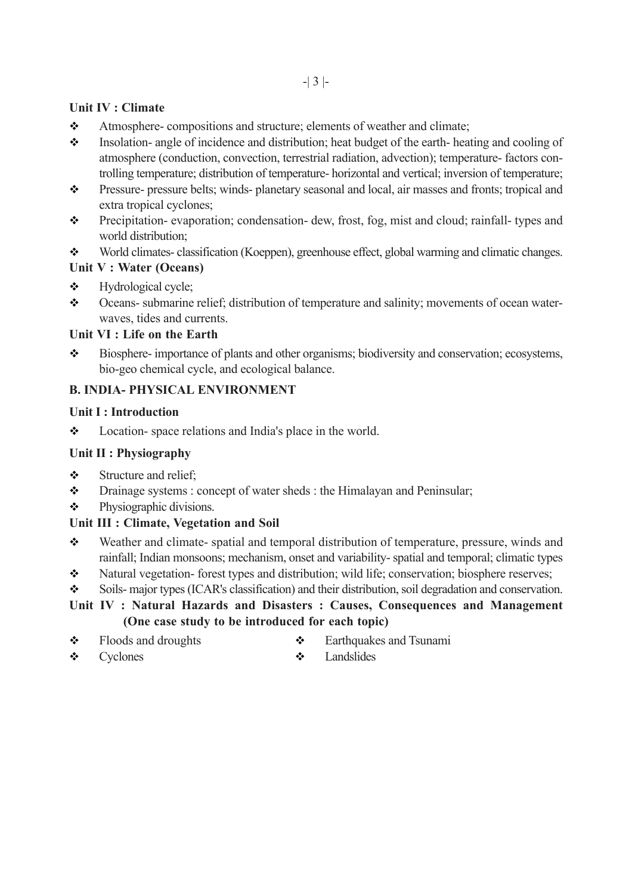### Unit IV : Climate

- Atmosphere- compositions and structure; elements of weather and climate;
- Insolation- angle of incidence and distribution; heat budget of the earth- heating and cooling of atmosphere (conduction, convection, terrestrial radiation, advection); temperature- factors controlling temperature; distribution of temperature- horizontal and vertical; inversion of temperature;
- Pressure- pressure belts; winds- planetary seasonal and local, air masses and fronts; tropical and extra tropical cyclones;
- Precipitation- evaporation; condensation- dew, frost, fog, mist and cloud; rainfall- types and world distribution;
- World climates- classification (Koeppen), greenhouse effect, global warming and climatic changes.

### Unit V : Water (Oceans)

- Hydrological cycle;
- Oceans- submarine relief; distribution of temperature and salinity; movements of ocean water- waves, tides and currents.

### Unit VI : Life on the Earth

- Biosphere- importance of plants and other organisms; biodiversity and conservation; ecosystems, bio-geo chemical cycle, and ecological balance.

## B. INDIA- PHYSICAL ENVIRONMENT

### Unit I : Introduction

- Location- space relations and India's place in the world.

### Unit II : Physiography

- Structure and relief;
- Drainage systems : concept of water sheds : the Himalayan and Peninsular;
- Physiographic divisions.

### Unit III : Climate, Vegetation and Soil

- Weather and climate- spatial and temporal distribution of temperature, pressure, winds and rainfall; Indian monsoons; mechanism, onset and variability- spatial and temporal; climatic types
- Natural vegetation- forest types and distribution; wild life; conservation; biosphere reserves;
- Soils- major types (ICAR's classification) and their distribution, soil degradation and conservation.

### Unit IV : Natural Hazards and Disasters : Causes, Consequences and Management (One case study to be introduced for each topic)

- Floods and droughts
- Earthquakes and Tsunami
- Cyclones
- Landslides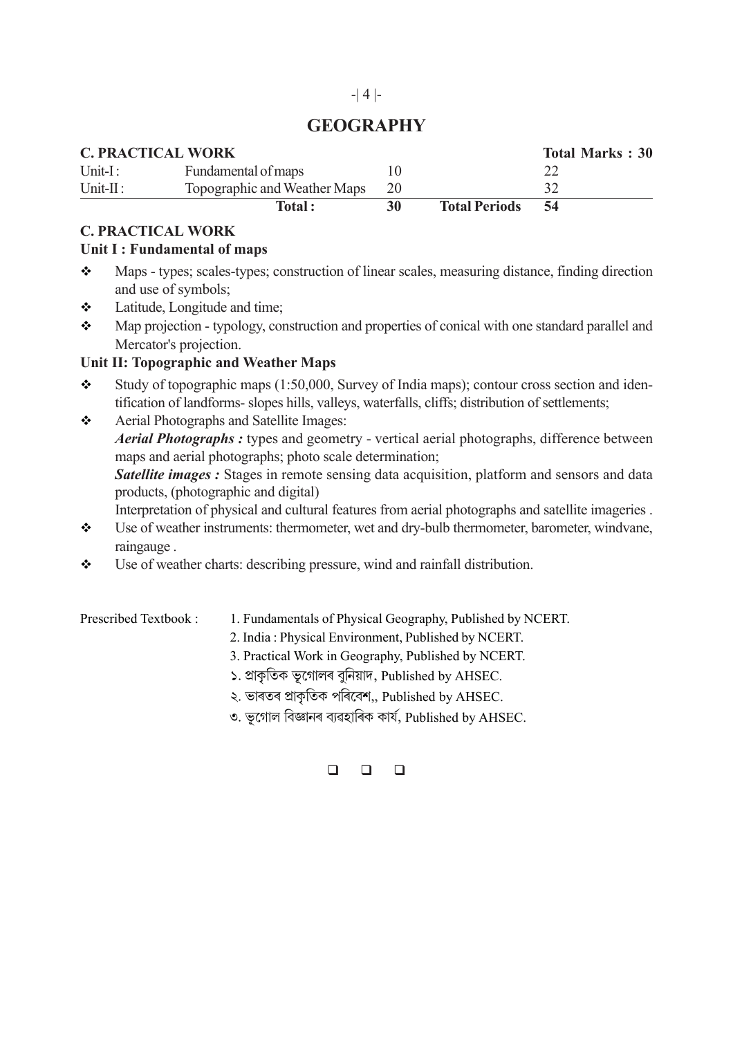# GEOGRAPHY

| C. PRACTICAL WORK | | | | Total Marks : 30 |
|---|---|---|---|---|
| Unit-I : | Fundamental of maps | 10 | | 22 |
| Unit-II : | Topographic and Weather Maps | 20 | | 32 |
| | **Total :** | **30** | **Total Periods** | **54** |

## C. PRACTICAL WORK

### Unit I : Fundamental of maps

- Maps - types; scales-types; construction of linear scales, measuring distance, finding direction and use of symbols;
- Latitude, Longitude and time;
- Map projection - typology, construction and properties of conical with one standard parallel and Mercator's projection.

### Unit II: Topographic and Weather Maps

- Study of topographic maps (1:50,000, Survey of India maps); contour cross section and identification of landforms- slopes hills, valleys, waterfalls, cliffs; distribution of settlements;
- Aerial Photographs and Satellite Images:
  ***Aerial Photographs :*** types and geometry - vertical aerial photographs, difference between maps and aerial photographs; photo scale determination;
  ***Satellite images :*** Stages in remote sensing data acquisition, platform and sensors and data products, (photographic and digital)
  Interpretation of physical and cultural features from aerial photographs and satellite imageries .
- Use of weather instruments: thermometer, wet and dry-bulb thermometer, barometer, windvane, raingauge .
- Use of weather charts: describing pressure, wind and rainfall distribution.

Prescribed Textbook :
1. Fundamentals of Physical Geography, Published by NCERT.
2. India : Physical Environment, Published by NCERT.
3. Practical Work in Geography, Published by NCERT.

১. প্ৰাকৃতিক ভূগোলৰ বুনিয়াদ, Published by AHSEC.
২. ভাৰতৰ প্ৰাকৃতিক পৰিবেশ,, Published by AHSEC.
৩. ভূগোল বিজ্ঞানৰ ব্যৱহাৰিক কাৰ্য, Published by AHSEC.

❑ ❑ ❑